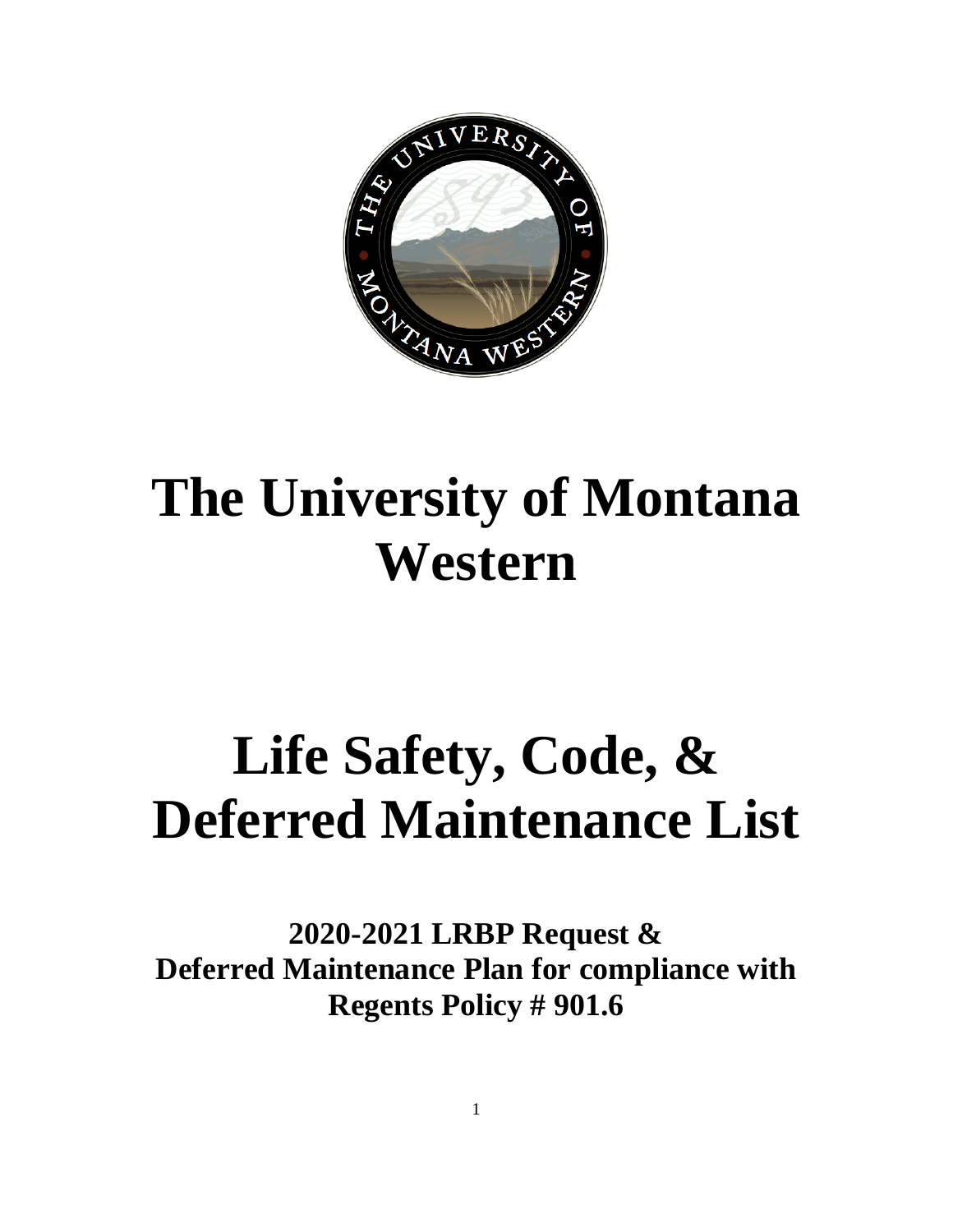# The University of Montana Western

# Life Safety, Code, & Deferred Maintenance List

## 2020-2021 LRBP Request & Deferred Maintenance Plan for compliance with Regents Policy # 901.6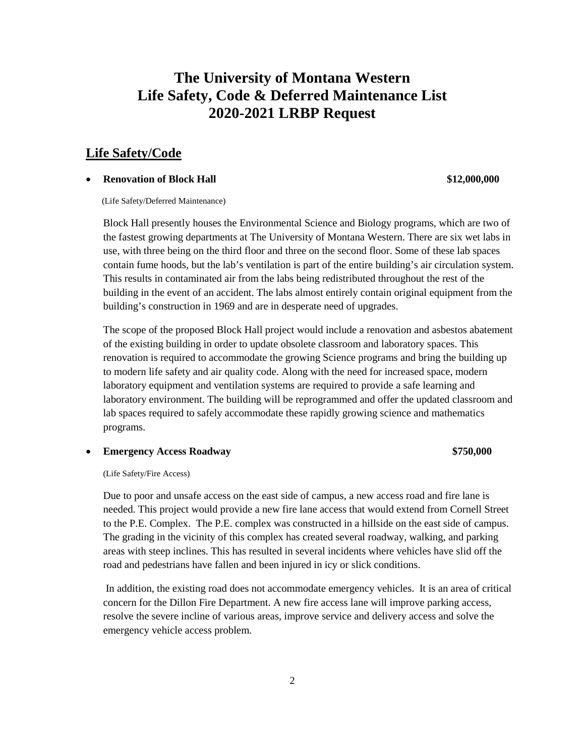# The University of Montana Western
# Life Safety, Code & Deferred Maintenance List
# 2020-2021 LRBP Request

## Life Safety/Code

- **Renovation of Block Hall** **$12,000,000**

  (Life Safety/Deferred Maintenance)

  Block Hall presently houses the Environmental Science and Biology programs, which are two of the fastest growing departments at The University of Montana Western. There are six wet labs in use, with three being on the third floor and three on the second floor. Some of these lab spaces contain fume hoods, but the lab's ventilation is part of the entire building's air circulation system. This results in contaminated air from the labs being redistributed throughout the rest of the building in the event of an accident. The labs almost entirely contain original equipment from the building's construction in 1969 and are in desperate need of upgrades.

  The scope of the proposed Block Hall project would include a renovation and asbestos abatement of the existing building in order to update obsolete classroom and laboratory spaces. This renovation is required to accommodate the growing Science programs and bring the building up to modern life safety and air quality code. Along with the need for increased space, modern laboratory equipment and ventilation systems are required to provide a safe learning and laboratory environment. The building will be reprogrammed and offer the updated classroom and lab spaces required to safely accommodate these rapidly growing science and mathematics programs.

- **Emergency Access Roadway** **$750,000**

  (Life Safety/Fire Access)

  Due to poor and unsafe access on the east side of campus, a new access road and fire lane is needed. This project would provide a new fire lane access that would extend from Cornell Street to the P.E. Complex. The P.E. complex was constructed in a hillside on the east side of campus. The grading in the vicinity of this complex has created several roadway, walking, and parking areas with steep inclines. This has resulted in several incidents where vehicles have slid off the road and pedestrians have fallen and been injured in icy or slick conditions.

  In addition, the existing road does not accommodate emergency vehicles. It is an area of critical concern for the Dillon Fire Department. A new fire access lane will improve parking access, resolve the severe incline of various areas, improve service and delivery access and solve the emergency vehicle access problem.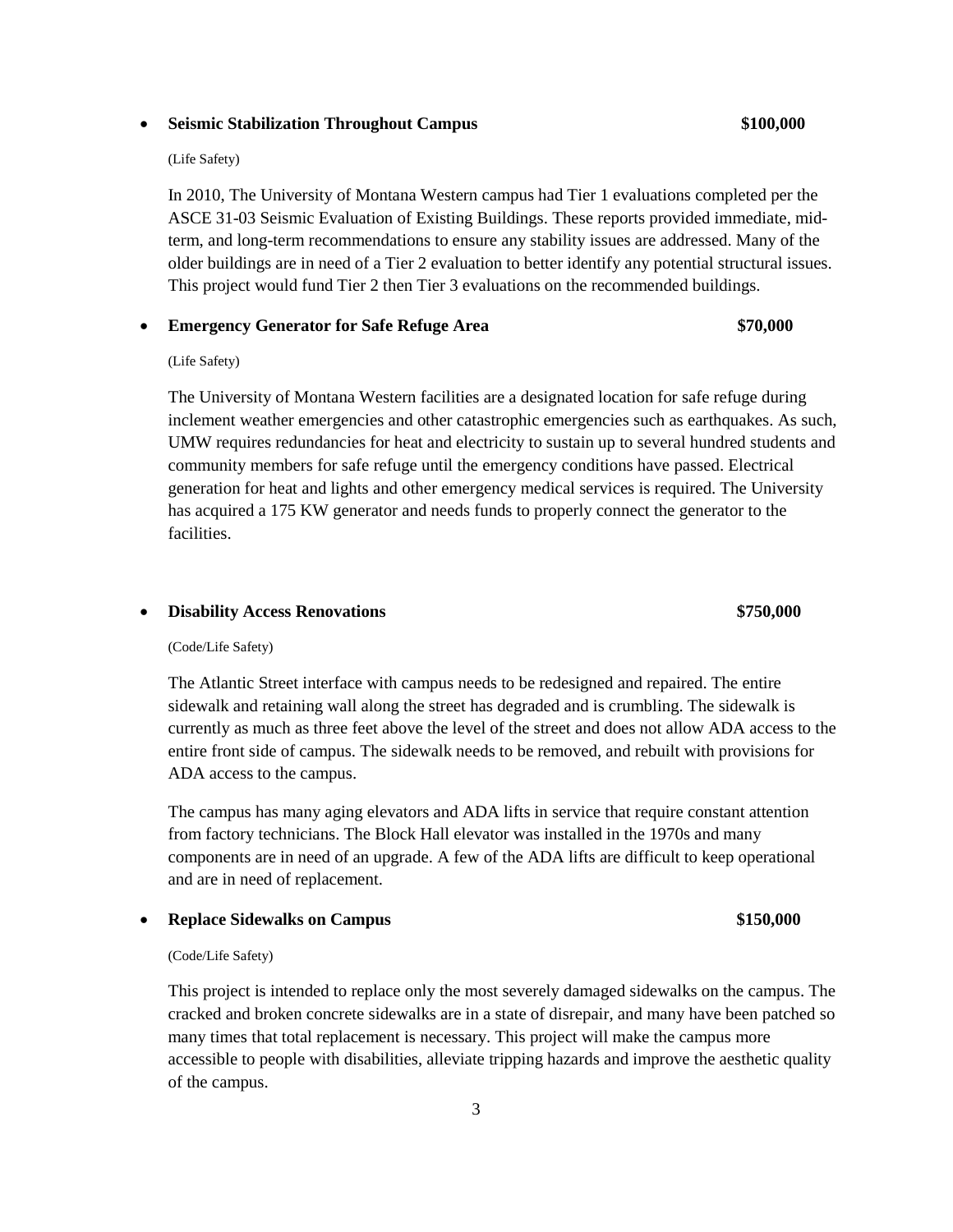- **Seismic Stabilization Throughout Campus** **$100,000**

  (Life Safety)

  In 2010, The University of Montana Western campus had Tier 1 evaluations completed per the ASCE 31-03 Seismic Evaluation of Existing Buildings. These reports provided immediate, mid-term, and long-term recommendations to ensure any stability issues are addressed. Many of the older buildings are in need of a Tier 2 evaluation to better identify any potential structural issues. This project would fund Tier 2 then Tier 3 evaluations on the recommended buildings.

- **Emergency Generator for Safe Refuge Area** **$70,000**

  (Life Safety)

  The University of Montana Western facilities are a designated location for safe refuge during inclement weather emergencies and other catastrophic emergencies such as earthquakes. As such, UMW requires redundancies for heat and electricity to sustain up to several hundred students and community members for safe refuge until the emergency conditions have passed. Electrical generation for heat and lights and other emergency medical services is required. The University has acquired a 175 KW generator and needs funds to properly connect the generator to the facilities.

- **Disability Access Renovations** **$750,000**

  (Code/Life Safety)

  The Atlantic Street interface with campus needs to be redesigned and repaired. The entire sidewalk and retaining wall along the street has degraded and is crumbling. The sidewalk is currently as much as three feet above the level of the street and does not allow ADA access to the entire front side of campus. The sidewalk needs to be removed, and rebuilt with provisions for ADA access to the campus.

  The campus has many aging elevators and ADA lifts in service that require constant attention from factory technicians. The Block Hall elevator was installed in the 1970s and many components are in need of an upgrade. A few of the ADA lifts are difficult to keep operational and are in need of replacement.

- **Replace Sidewalks on Campus** **$150,000**

  (Code/Life Safety)

  This project is intended to replace only the most severely damaged sidewalks on the campus. The cracked and broken concrete sidewalks are in a state of disrepair, and many have been patched so many times that total replacement is necessary. This project will make the campus more accessible to people with disabilities, alleviate tripping hazards and improve the aesthetic quality of the campus.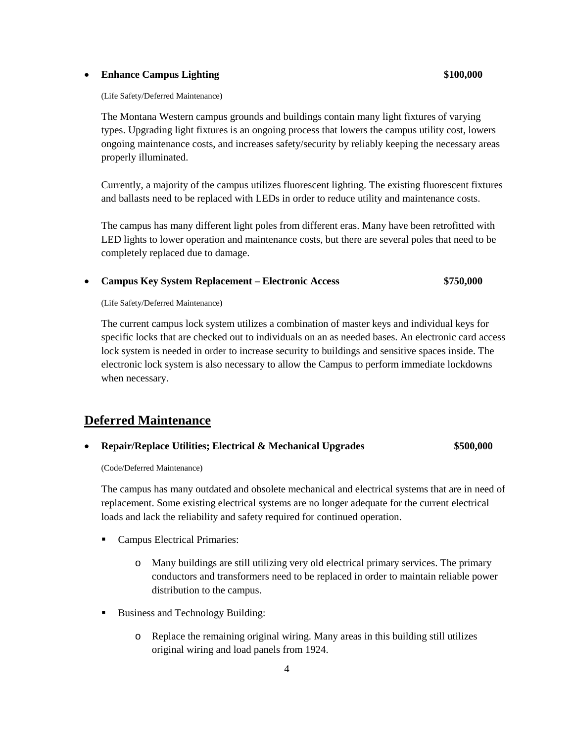- **Enhance Campus Lighting** **$100,000**

  (Life Safety/Deferred Maintenance)

  The Montana Western campus grounds and buildings contain many light fixtures of varying types. Upgrading light fixtures is an ongoing process that lowers the campus utility cost, lowers ongoing maintenance costs, and increases safety/security by reliably keeping the necessary areas properly illuminated.

  Currently, a majority of the campus utilizes fluorescent lighting. The existing fluorescent fixtures and ballasts need to be replaced with LEDs in order to reduce utility and maintenance costs.

  The campus has many different light poles from different eras. Many have been retrofitted with LED lights to lower operation and maintenance costs, but there are several poles that need to be completely replaced due to damage.

- **Campus Key System Replacement – Electronic Access** **$750,000**

  (Life Safety/Deferred Maintenance)

  The current campus lock system utilizes a combination of master keys and individual keys for specific locks that are checked out to individuals on an as needed bases. An electronic card access lock system is needed in order to increase security to buildings and sensitive spaces inside. The electronic lock system is also necessary to allow the Campus to perform immediate lockdowns when necessary.

## Deferred Maintenance

- **Repair/Replace Utilities; Electrical & Mechanical Upgrades** **$500,000**

  (Code/Deferred Maintenance)

  The campus has many outdated and obsolete mechanical and electrical systems that are in need of replacement. Some existing electrical systems are no longer adequate for the current electrical loads and lack the reliability and safety required for continued operation.

  - Campus Electrical Primaries:
    - Many buildings are still utilizing very old electrical primary services. The primary conductors and transformers need to be replaced in order to maintain reliable power distribution to the campus.
  - Business and Technology Building:
    - Replace the remaining original wiring. Many areas in this building still utilizes original wiring and load panels from 1924.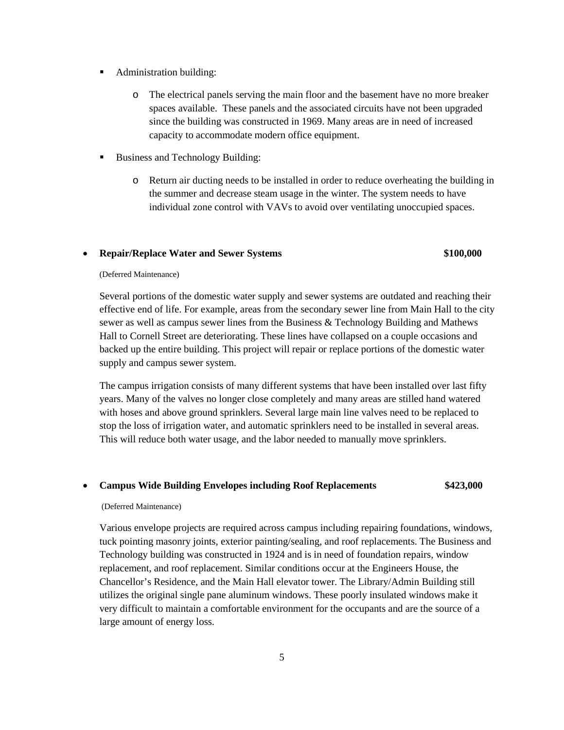- Administration building:
    - The electrical panels serving the main floor and the basement have no more breaker spaces available. These panels and the associated circuits have not been upgraded since the building was constructed in 1969. Many areas are in need of increased capacity to accommodate modern office equipment.
- Business and Technology Building:
    - Return air ducting needs to be installed in order to reduce overheating the building in the summer and decrease steam usage in the winter. The system needs to have individual zone control with VAVs to avoid over ventilating unoccupied spaces.

- **Repair/Replace Water and Sewer Systems** **$100,000**

  (Deferred Maintenance)

  Several portions of the domestic water supply and sewer systems are outdated and reaching their effective end of life. For example, areas from the secondary sewer line from Main Hall to the city sewer as well as campus sewer lines from the Business & Technology Building and Mathews Hall to Cornell Street are deteriorating. These lines have collapsed on a couple occasions and backed up the entire building. This project will repair or replace portions of the domestic water supply and campus sewer system.

  The campus irrigation consists of many different systems that have been installed over last fifty years. Many of the valves no longer close completely and many areas are stilled hand watered with hoses and above ground sprinklers. Several large main line valves need to be replaced to stop the loss of irrigation water, and automatic sprinklers need to be installed in several areas. This will reduce both water usage, and the labor needed to manually move sprinklers.

- **Campus Wide Building Envelopes including Roof Replacements** **$423,000**

  (Deferred Maintenance)

  Various envelope projects are required across campus including repairing foundations, windows, tuck pointing masonry joints, exterior painting/sealing, and roof replacements. The Business and Technology building was constructed in 1924 and is in need of foundation repairs, window replacement, and roof replacement. Similar conditions occur at the Engineers House, the Chancellor's Residence, and the Main Hall elevator tower. The Library/Admin Building still utilizes the original single pane aluminum windows. These poorly insulated windows make it very difficult to maintain a comfortable environment for the occupants and are the source of a large amount of energy loss.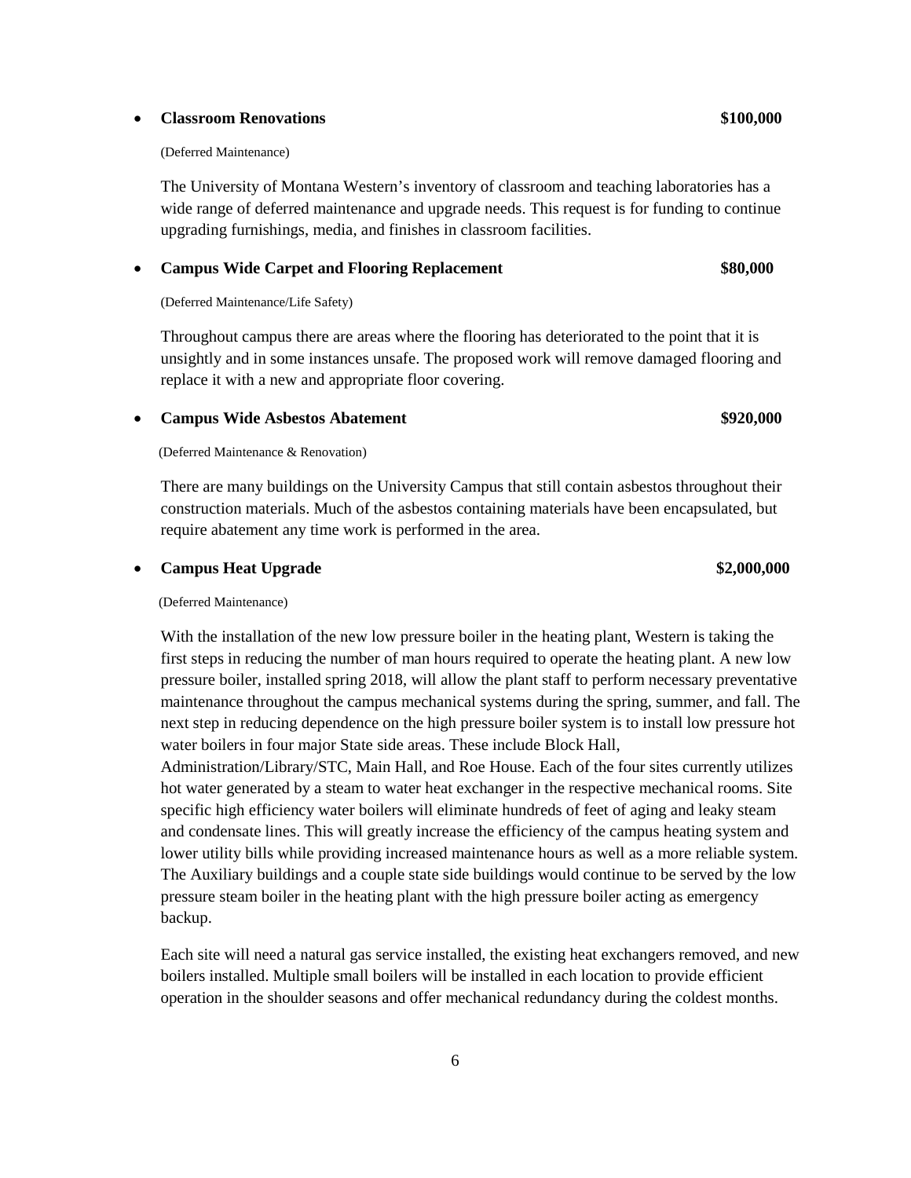- **Classroom Renovations** **$100,000**

  (Deferred Maintenance)

  The University of Montana Western's inventory of classroom and teaching laboratories has a wide range of deferred maintenance and upgrade needs. This request is for funding to continue upgrading furnishings, media, and finishes in classroom facilities.

- **Campus Wide Carpet and Flooring Replacement** **$80,000**

  (Deferred Maintenance/Life Safety)

  Throughout campus there are areas where the flooring has deteriorated to the point that it is unsightly and in some instances unsafe. The proposed work will remove damaged flooring and replace it with a new and appropriate floor covering.

- **Campus Wide Asbestos Abatement** **$920,000**

  (Deferred Maintenance & Renovation)

  There are many buildings on the University Campus that still contain asbestos throughout their construction materials. Much of the asbestos containing materials have been encapsulated, but require abatement any time work is performed in the area.

- **Campus Heat Upgrade** **$2,000,000**

  (Deferred Maintenance)

  With the installation of the new low pressure boiler in the heating plant, Western is taking the first steps in reducing the number of man hours required to operate the heating plant. A new low pressure boiler, installed spring 2018, will allow the plant staff to perform necessary preventative maintenance throughout the campus mechanical systems during the spring, summer, and fall. The next step in reducing dependence on the high pressure boiler system is to install low pressure hot water boilers in four major State side areas. These include Block Hall, Administration/Library/STC, Main Hall, and Roe House. Each of the four sites currently utilizes hot water generated by a steam to water heat exchanger in the respective mechanical rooms. Site specific high efficiency water boilers will eliminate hundreds of feet of aging and leaky steam and condensate lines. This will greatly increase the efficiency of the campus heating system and lower utility bills while providing increased maintenance hours as well as a more reliable system. The Auxiliary buildings and a couple state side buildings would continue to be served by the low pressure steam boiler in the heating plant with the high pressure boiler acting as emergency backup.

  Each site will need a natural gas service installed, the existing heat exchangers removed, and new boilers installed. Multiple small boilers will be installed in each location to provide efficient operation in the shoulder seasons and offer mechanical redundancy during the coldest months.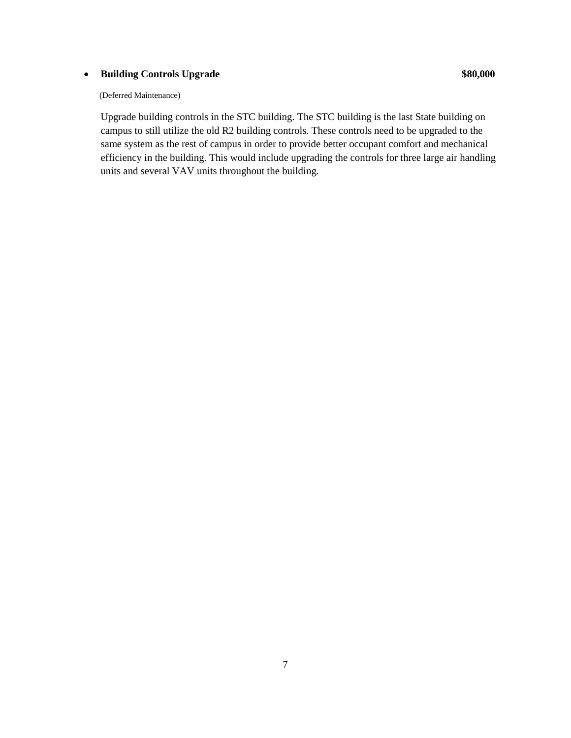- **Building Controls Upgrade** **$80,000**

  (Deferred Maintenance)

  Upgrade building controls in the STC building. The STC building is the last State building on campus to still utilize the old R2 building controls. These controls need to be upgraded to the same system as the rest of campus in order to provide better occupant comfort and mechanical efficiency in the building. This would include upgrading the controls for three large air handling units and several VAV units throughout the building.